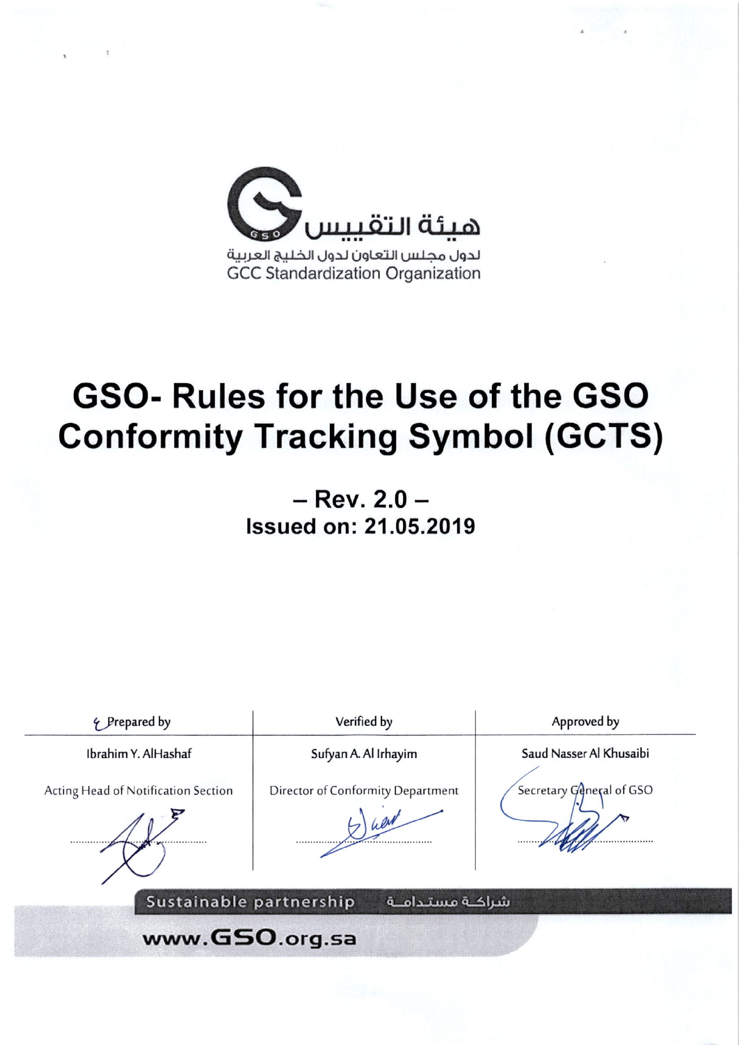هيئة التقييس

لدول مجلس التعاون لدول الخليج العربية

GCC Standardization Organization

# GSO- Rules for the Use of the GSO Conformity Tracking Symbol (GCTS)

## – Rev. 2.0 –

## Issued on: 21.05.2019

| Prepared by | Verified by | Approved by |
|---|---|---|
| Ibrahim Y. AlHashaf | Sufyan A. Al Irhayim | Saud Nasser Al Khusaibi |
| Acting Head of Notification Section | Director of Conformity Department | Secretary General of GSO |
| ............ | ............ | ............ |

Sustainable partnership شراكة مستدامة

www.GSO.org.sa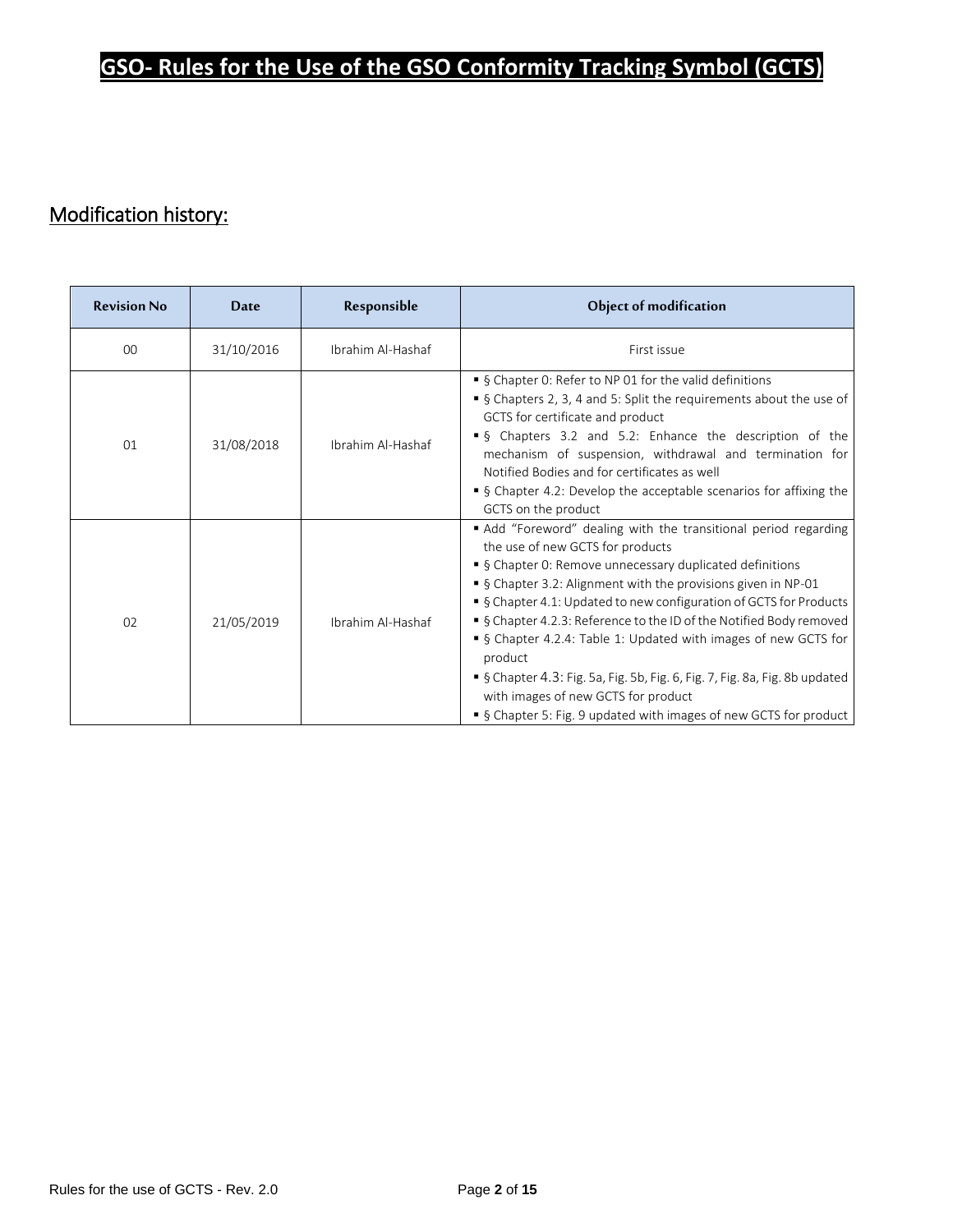# GSO- Rules for the Use of the GSO Conformity Tracking Symbol (GCTS)

## Modification history:

| Revision No | Date | Responsible | Object of modification |
|---|---|---|---|
| 00 | 31/10/2016 | Ibrahim Al-Hashaf | First issue |
| 01 | 31/08/2018 | Ibrahim Al-Hashaf | ▪ § Chapter 0: Refer to NP 01 for the valid definitions<br>▪ § Chapters 2, 3, 4 and 5: Split the requirements about the use of GCTS for certificate and product<br>▪ § Chapters 3.2 and 5.2: Enhance the description of the mechanism of suspension, withdrawal and termination for Notified Bodies and for certificates as well<br>▪ § Chapter 4.2: Develop the acceptable scenarios for affixing the GCTS on the product |
| 02 | 21/05/2019 | Ibrahim Al-Hashaf | ▪ Add "Foreword" dealing with the transitional period regarding the use of new GCTS for products<br>▪ § Chapter 0: Remove unnecessary duplicated definitions<br>▪ § Chapter 3.2: Alignment with the provisions given in NP-01<br>▪ § Chapter 4.1: Updated to new configuration of GCTS for Products<br>▪ § Chapter 4.2.3: Reference to the ID of the Notified Body removed<br>▪ § Chapter 4.2.4: Table 1: Updated with images of new GCTS for product<br>▪ § Chapter 4.3: Fig. 5a, Fig. 5b, Fig. 6, Fig. 7, Fig. 8a, Fig. 8b updated with images of new GCTS for product<br>▪ § Chapter 5: Fig. 9 updated with images of new GCTS for product |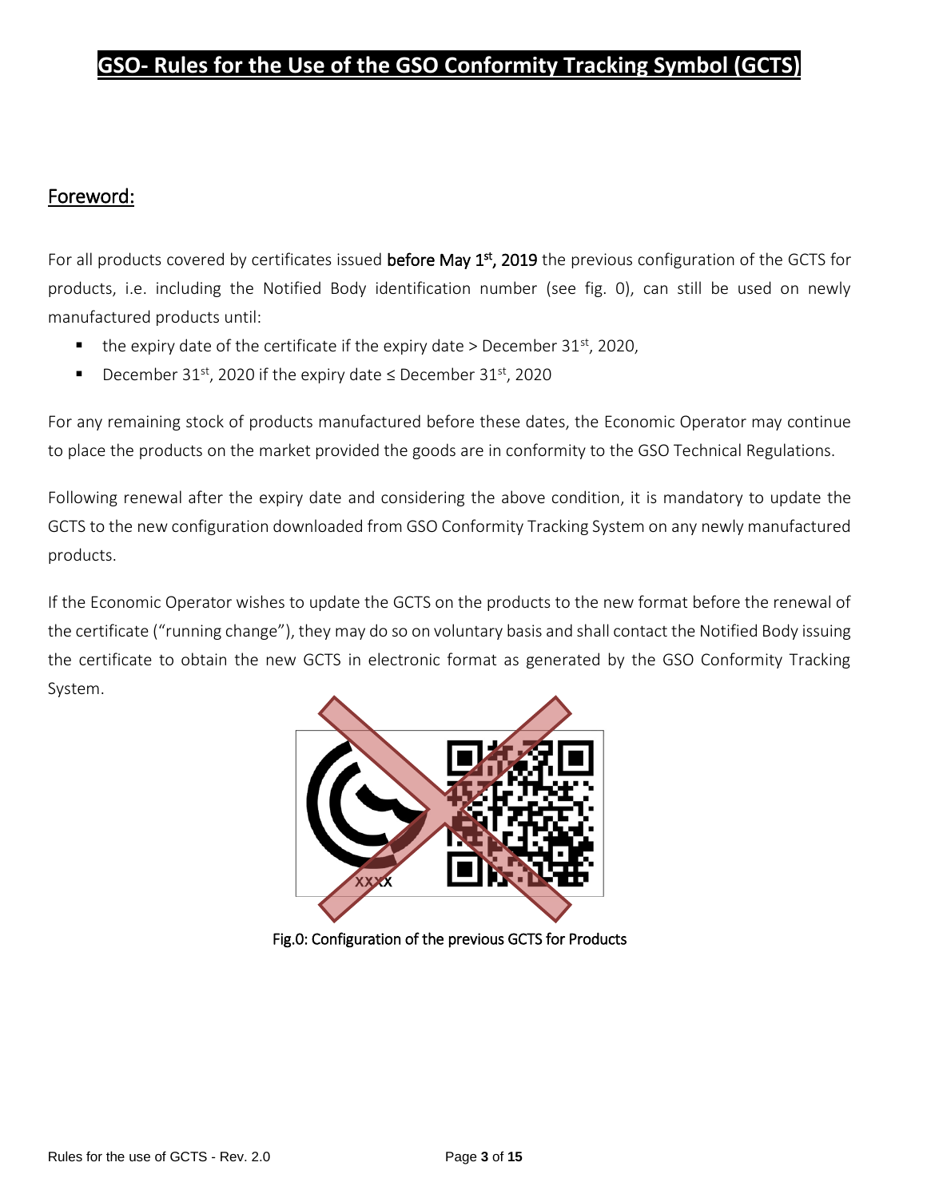# GSO- Rules for the Use of the GSO Conformity Tracking Symbol (GCTS)

## Foreword:

For all products covered by certificates issued **before May 1st, 2019** the previous configuration of the GCTS for products, i.e. including the Notified Body identification number (see fig. 0), can still be used on newly manufactured products until:

- the expiry date of the certificate if the expiry date > December 31st, 2020,
- December 31st, 2020 if the expiry date ≤ December 31st, 2020

For any remaining stock of products manufactured before these dates, the Economic Operator may continue to place the products on the market provided the goods are in conformity to the GSO Technical Regulations.

Following renewal after the expiry date and considering the above condition, it is mandatory to update the GCTS to the new configuration downloaded from GSO Conformity Tracking System on any newly manufactured products.

If the Economic Operator wishes to update the GCTS on the products to the new format before the renewal of the certificate ("running change"), they may do so on voluntary basis and shall contact the Notified Body issuing the certificate to obtain the new GCTS in electronic format as generated by the GSO Conformity Tracking System.

Fig.0: Configuration of the previous GCTS for Products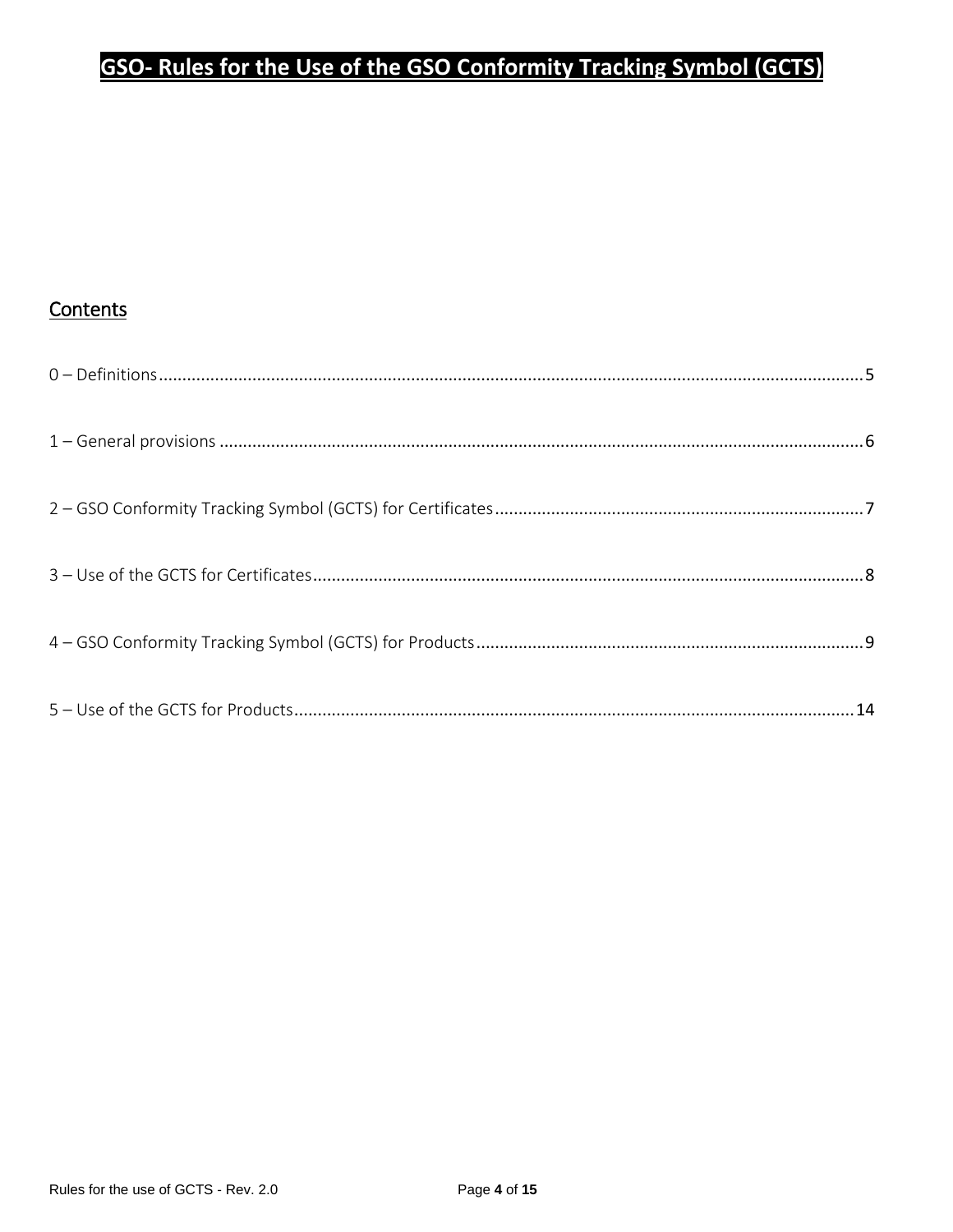# GSO- Rules for the Use of the GSO Conformity Tracking Symbol (GCTS)

## Contents

0 – Definitions....................................................................................................................................5

1 – General provisions ..........................................................................................................................6

2 – GSO Conformity Tracking Symbol (GCTS) for Certificates...............................................................................7

3 – Use of the GCTS for Certificates.....................................................................................................8

4 – GSO Conformity Tracking Symbol (GCTS) for Products..................................................................................9

5 – Use of the GCTS for Products.......................................................................................................14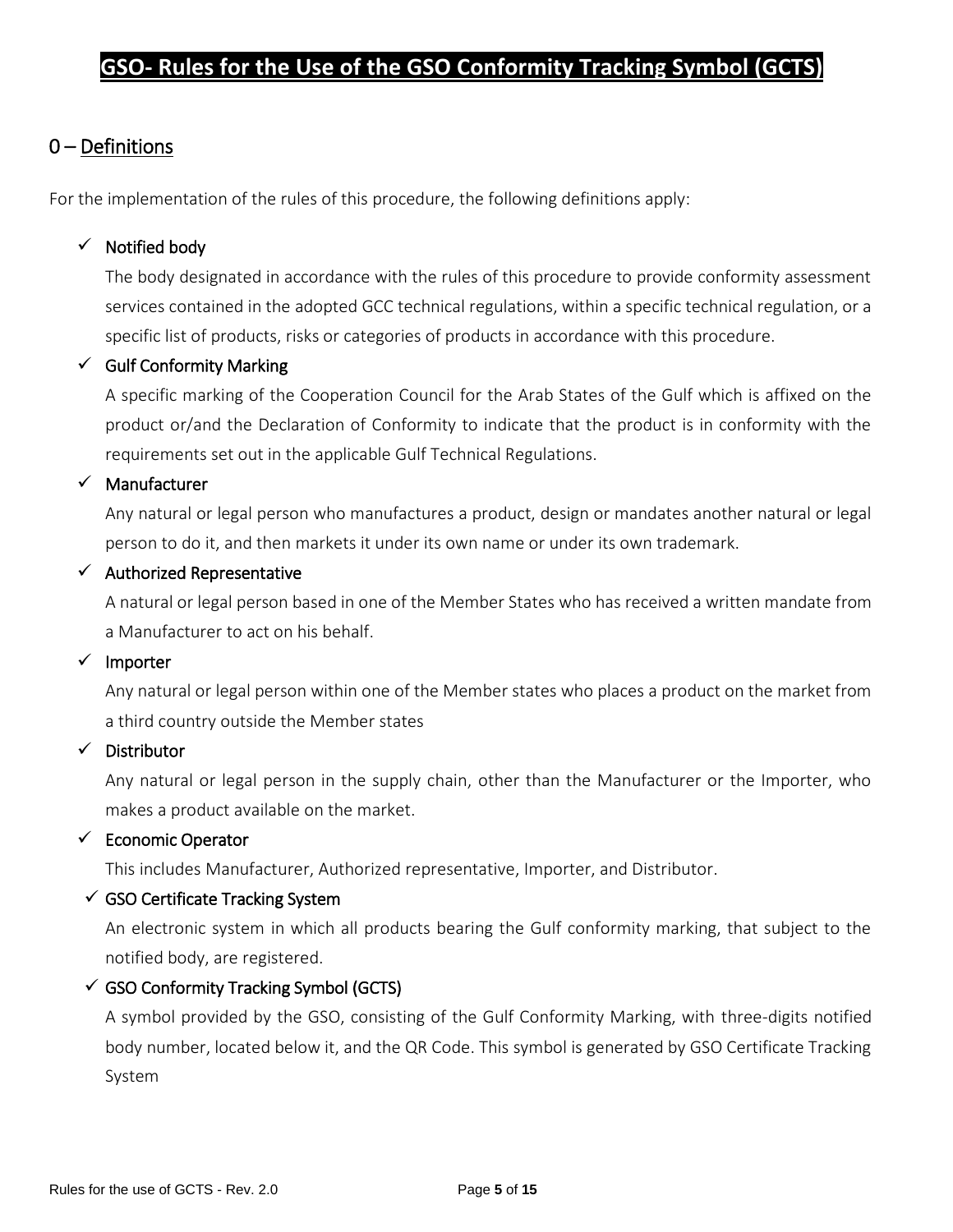# GSO- Rules for the Use of the GSO Conformity Tracking Symbol (GCTS)

## 0 – Definitions

For the implementation of the rules of this procedure, the following definitions apply:

- ✓ **Notified body**

  The body designated in accordance with the rules of this procedure to provide conformity assessment services contained in the adopted GCC technical regulations, within a specific technical regulation, or a specific list of products, risks or categories of products in accordance with this procedure.

- ✓ **Gulf Conformity Marking**

  A specific marking of the Cooperation Council for the Arab States of the Gulf which is affixed on the product or/and the Declaration of Conformity to indicate that the product is in conformity with the requirements set out in the applicable Gulf Technical Regulations.

- ✓ **Manufacturer**

  Any natural or legal person who manufactures a product, design or mandates another natural or legal person to do it, and then markets it under its own name or under its own trademark.

- ✓ **Authorized Representative**

  A natural or legal person based in one of the Member States who has received a written mandate from a Manufacturer to act on his behalf.

- ✓ **Importer**

  Any natural or legal person within one of the Member states who places a product on the market from a third country outside the Member states

- ✓ **Distributor**

  Any natural or legal person in the supply chain, other than the Manufacturer or the Importer, who makes a product available on the market.

- ✓ **Economic Operator**

  This includes Manufacturer, Authorized representative, Importer, and Distributor.

- ✓ **GSO Certificate Tracking System**

  An electronic system in which all products bearing the Gulf conformity marking, that subject to the notified body, are registered.

- ✓ **GSO Conformity Tracking Symbol (GCTS)**

  A symbol provided by the GSO, consisting of the Gulf Conformity Marking, with three-digits notified body number, located below it, and the QR Code. This symbol is generated by GSO Certificate Tracking System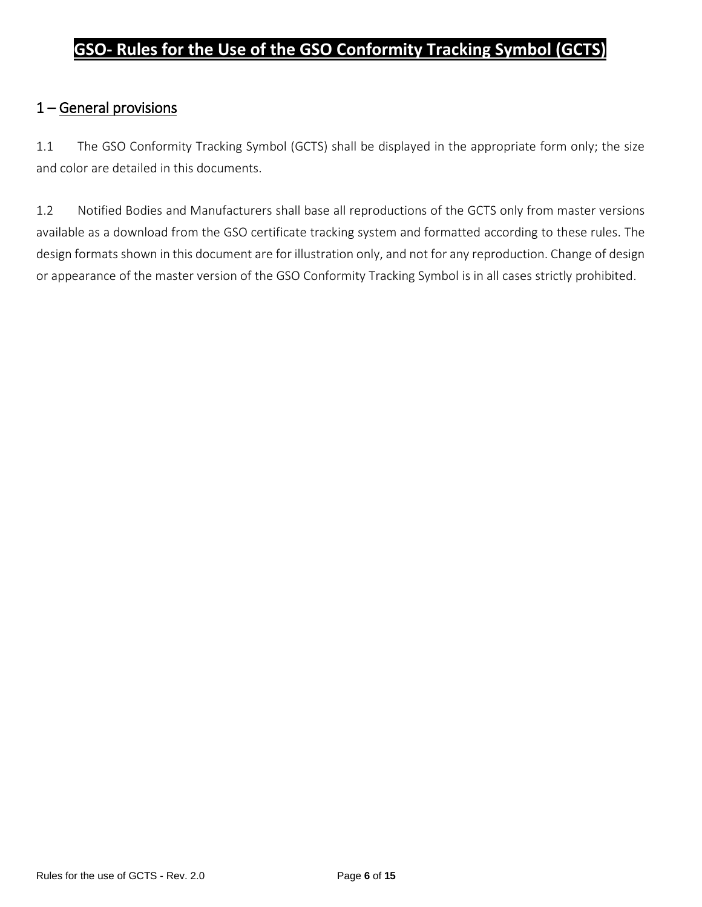# GSO- Rules for the Use of the GSO Conformity Tracking Symbol (GCTS)

## 1 – General provisions

1.1 The GSO Conformity Tracking Symbol (GCTS) shall be displayed in the appropriate form only; the size and color are detailed in this documents.

1.2 Notified Bodies and Manufacturers shall base all reproductions of the GCTS only from master versions available as a download from the GSO certificate tracking system and formatted according to these rules. The design formats shown in this document are for illustration only, and not for any reproduction. Change of design or appearance of the master version of the GSO Conformity Tracking Symbol is in all cases strictly prohibited.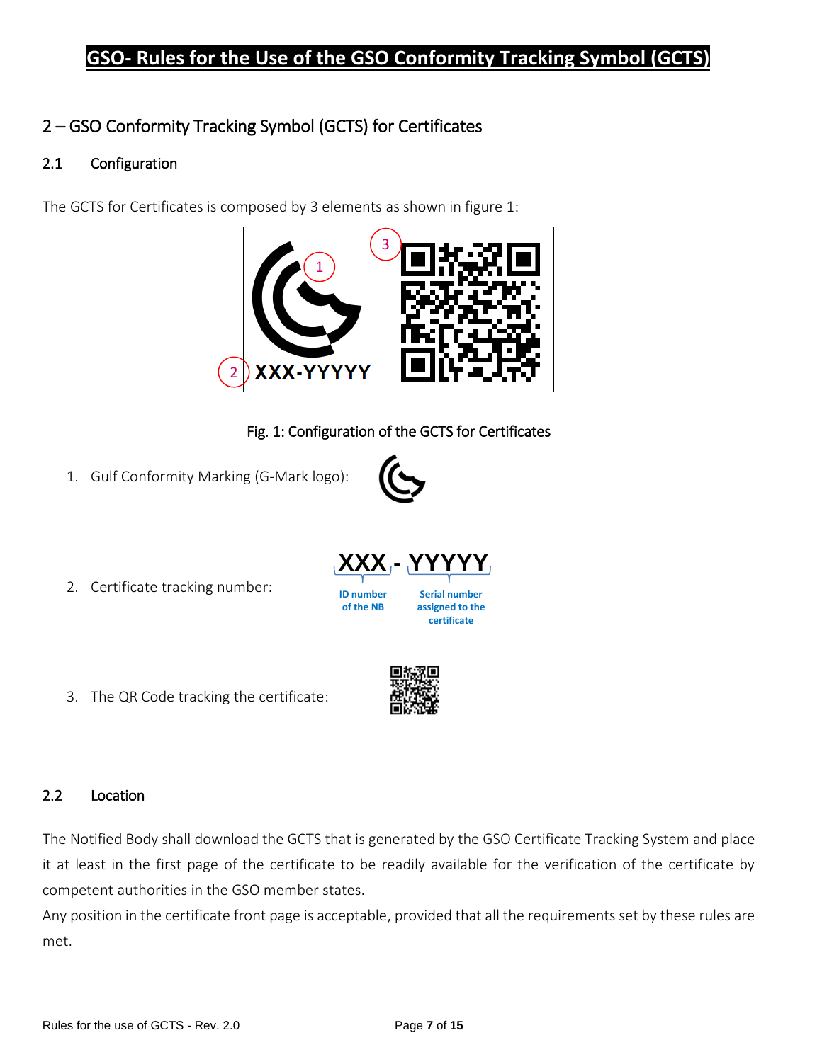# GSO- Rules for the Use of the GSO Conformity Tracking Symbol (GCTS)

## 2 – GSO Conformity Tracking Symbol (GCTS) for Certificates

### 2.1 Configuration

The GCTS for Certificates is composed by 3 elements as shown in figure 1:

Fig. 1: Configuration of the GCTS for Certificates

1. Gulf Conformity Marking (G-Mark logo):

2. Certificate tracking number: XXX - YYYYY (XXX: ID number of the NB; YYYYY: Serial number assigned to the certificate)

3. The QR Code tracking the certificate:

### 2.2 Location

The Notified Body shall download the GCTS that is generated by the GSO Certificate Tracking System and place it at least in the first page of the certificate to be readily available for the verification of the certificate by competent authorities in the GSO member states.

Any position in the certificate front page is acceptable, provided that all the requirements set by these rules are met.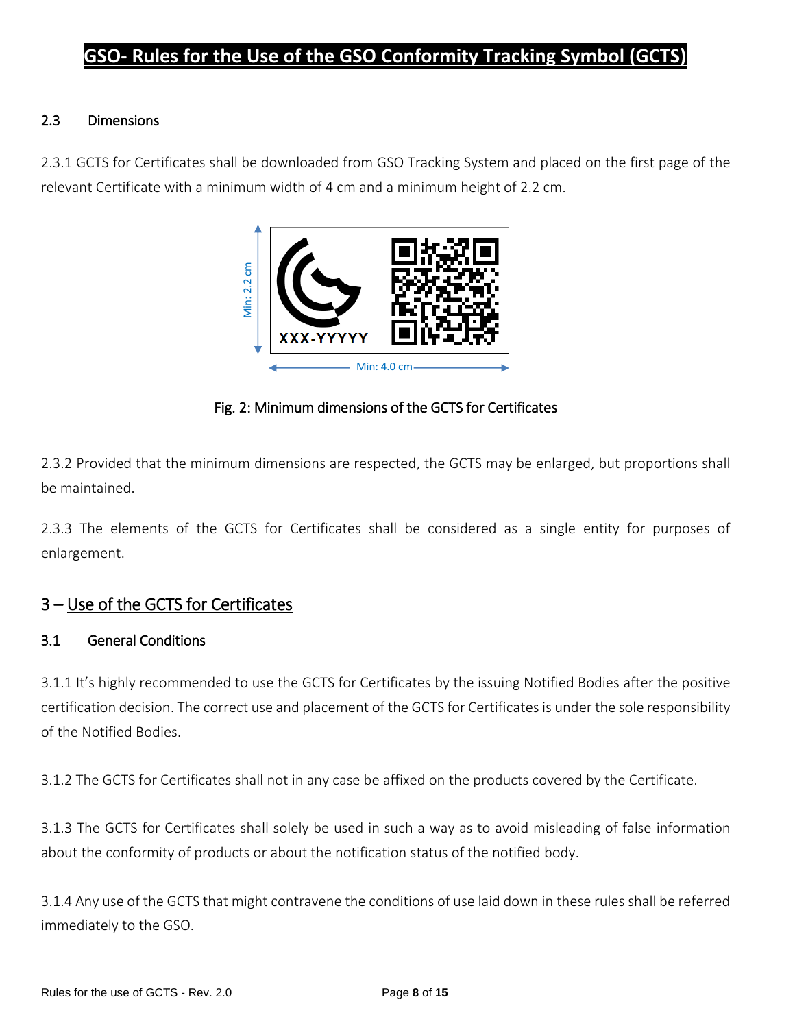## 2.3 Dimensions

2.3.1 GCTS for Certificates shall be downloaded from GSO Tracking System and placed on the first page of the relevant Certificate with a minimum width of 4 cm and a minimum height of 2.2 cm.

Fig. 2: Minimum dimensions of the GCTS for Certificates

2.3.2 Provided that the minimum dimensions are respected, the GCTS may be enlarged, but proportions shall be maintained.

2.3.3 The elements of the GCTS for Certificates shall be considered as a single entity for purposes of enlargement.

# 3 – Use of the GCTS for Certificates

## 3.1 General Conditions

3.1.1 It's highly recommended to use the GCTS for Certificates by the issuing Notified Bodies after the positive certification decision. The correct use and placement of the GCTS for Certificates is under the sole responsibility of the Notified Bodies.

3.1.2 The GCTS for Certificates shall not in any case be affixed on the products covered by the Certificate.

3.1.3 The GCTS for Certificates shall solely be used in such a way as to avoid misleading of false information about the conformity of products or about the notification status of the notified body.

3.1.4 Any use of the GCTS that might contravene the conditions of use laid down in these rules shall be referred immediately to the GSO.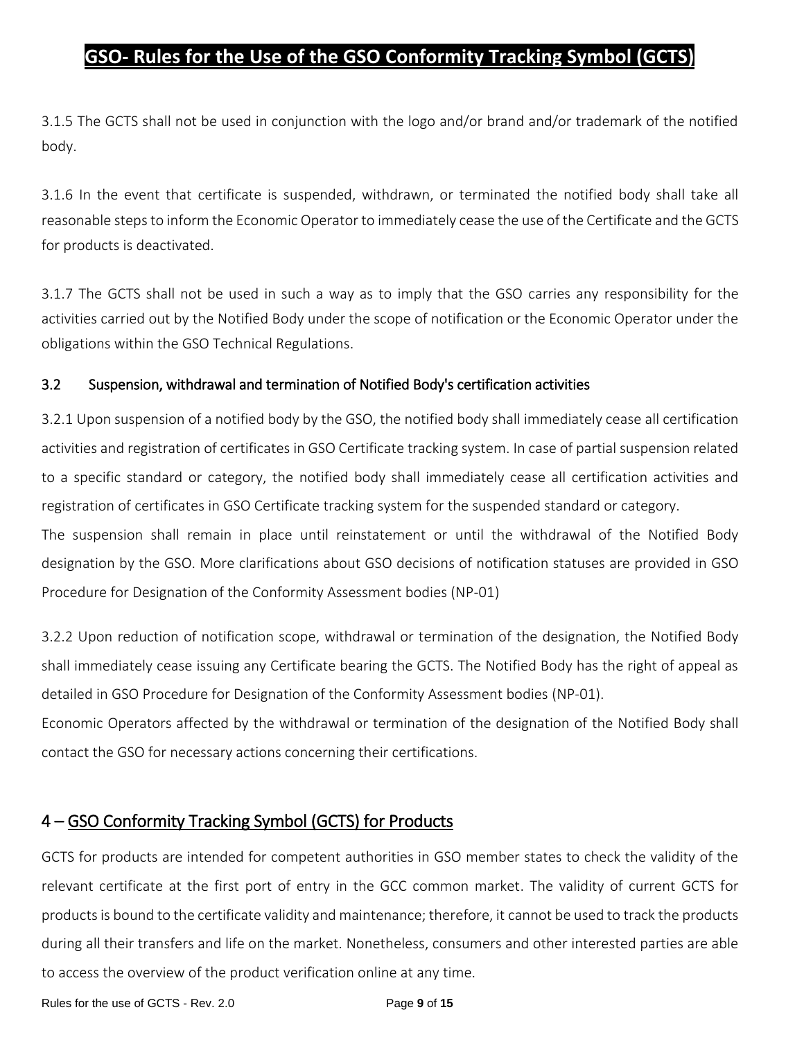3.1.5 The GCTS shall not be used in conjunction with the logo and/or brand and/or trademark of the notified body.

3.1.6 In the event that certificate is suspended, withdrawn, or terminated the notified body shall take all reasonable steps to inform the Economic Operator to immediately cease the use of the Certificate and the GCTS for products is deactivated.

3.1.7 The GCTS shall not be used in such a way as to imply that the GSO carries any responsibility for the activities carried out by the Notified Body under the scope of notification or the Economic Operator under the obligations within the GSO Technical Regulations.

### 3.2 Suspension, withdrawal and termination of Notified Body's certification activities

3.2.1 Upon suspension of a notified body by the GSO, the notified body shall immediately cease all certification activities and registration of certificates in GSO Certificate tracking system. In case of partial suspension related to a specific standard or category, the notified body shall immediately cease all certification activities and registration of certificates in GSO Certificate tracking system for the suspended standard or category.

The suspension shall remain in place until reinstatement or until the withdrawal of the Notified Body designation by the GSO. More clarifications about GSO decisions of notification statuses are provided in GSO Procedure for Designation of the Conformity Assessment bodies (NP-01)

3.2.2 Upon reduction of notification scope, withdrawal or termination of the designation, the Notified Body shall immediately cease issuing any Certificate bearing the GCTS. The Notified Body has the right of appeal as detailed in GSO Procedure for Designation of the Conformity Assessment bodies (NP-01).

Economic Operators affected by the withdrawal or termination of the designation of the Notified Body shall contact the GSO for necessary actions concerning their certifications.

## 4 – GSO Conformity Tracking Symbol (GCTS) for Products

GCTS for products are intended for competent authorities in GSO member states to check the validity of the relevant certificate at the first port of entry in the GCC common market. The validity of current GCTS for products is bound to the certificate validity and maintenance; therefore, it cannot be used to track the products during all their transfers and life on the market. Nonetheless, consumers and other interested parties are able to access the overview of the product verification online at any time.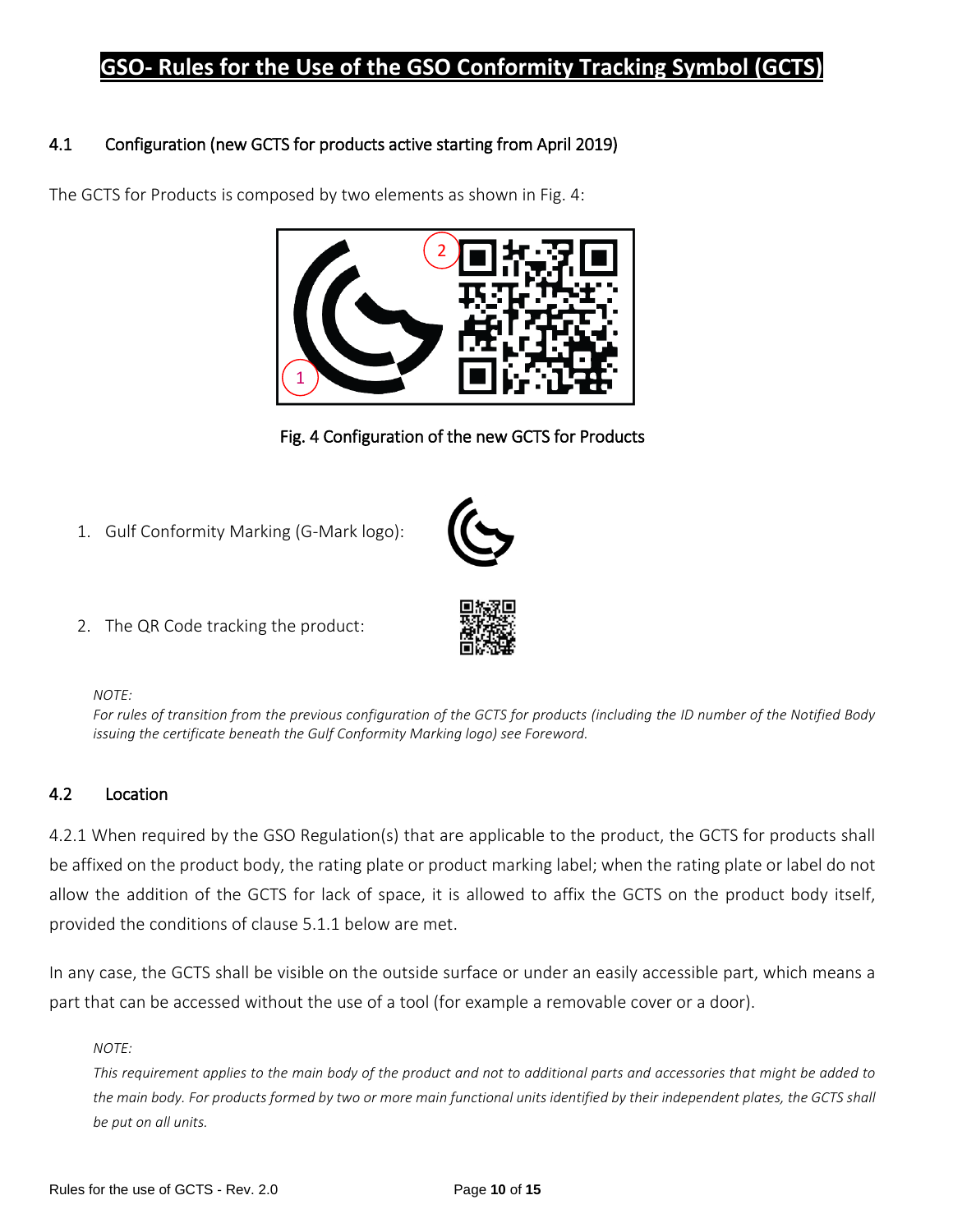## 4.1 Configuration (new GCTS for products active starting from April 2019)

The GCTS for Products is composed by two elements as shown in Fig. 4:

Fig. 4 Configuration of the new GCTS for Products

1. Gulf Conformity Marking (G-Mark logo):
2. The QR Code tracking the product:

*NOTE:*
*For rules of transition from the previous configuration of the GCTS for products (including the ID number of the Notified Body issuing the certificate beneath the Gulf Conformity Marking logo) see Foreword.*

## 4.2 Location

4.2.1 When required by the GSO Regulation(s) that are applicable to the product, the GCTS for products shall be affixed on the product body, the rating plate or product marking label; when the rating plate or label do not allow the addition of the GCTS for lack of space, it is allowed to affix the GCTS on the product body itself, provided the conditions of clause 5.1.1 below are met.

In any case, the GCTS shall be visible on the outside surface or under an easily accessible part, which means a part that can be accessed without the use of a tool (for example a removable cover or a door).

*NOTE:*
*This requirement applies to the main body of the product and not to additional parts and accessories that might be added to the main body. For products formed by two or more main functional units identified by their independent plates, the GCTS shall be put on all units.*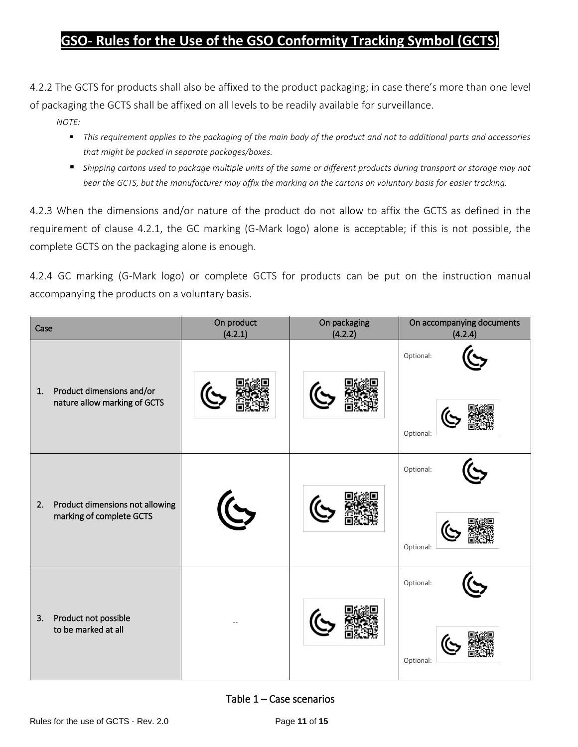# GSO- Rules for the Use of the GSO Conformity Tracking Symbol (GCTS)

4.2.2 The GCTS for products shall also be affixed to the product packaging; in case there's more than one level of packaging the GCTS shall be affixed on all levels to be readily available for surveillance.

*NOTE:*

- *This requirement applies to the packaging of the main body of the product and not to additional parts and accessories that might be packed in separate packages/boxes.*
- *Shipping cartons used to package multiple units of the same or different products during transport or storage may not bear the GCTS, but the manufacturer may affix the marking on the cartons on voluntary basis for easier tracking.*

4.2.3 When the dimensions and/or nature of the product do not allow to affix the GCTS as defined in the requirement of clause 4.2.1, the GC marking (G-Mark logo) alone is acceptable; if this is not possible, the complete GCTS on the packaging alone is enough.

4.2.4 GC marking (G-Mark logo) or complete GCTS for products can be put on the instruction manual accompanying the products on a voluntary basis.

| Case | On product (4.2.1) | On packaging (4.2.2) | On accompanying documents (4.2.4) |
|---|---|---|---|
| 1. Product dimensions and/or nature allow marking of GCTS | | | Optional: <br> Optional: |
| 2. Product dimensions not allowing marking of complete GCTS | | | Optional: <br> Optional: |
| 3. Product not possible to be marked at all | -- | | Optional: <br> Optional: |

Table 1 – Case scenarios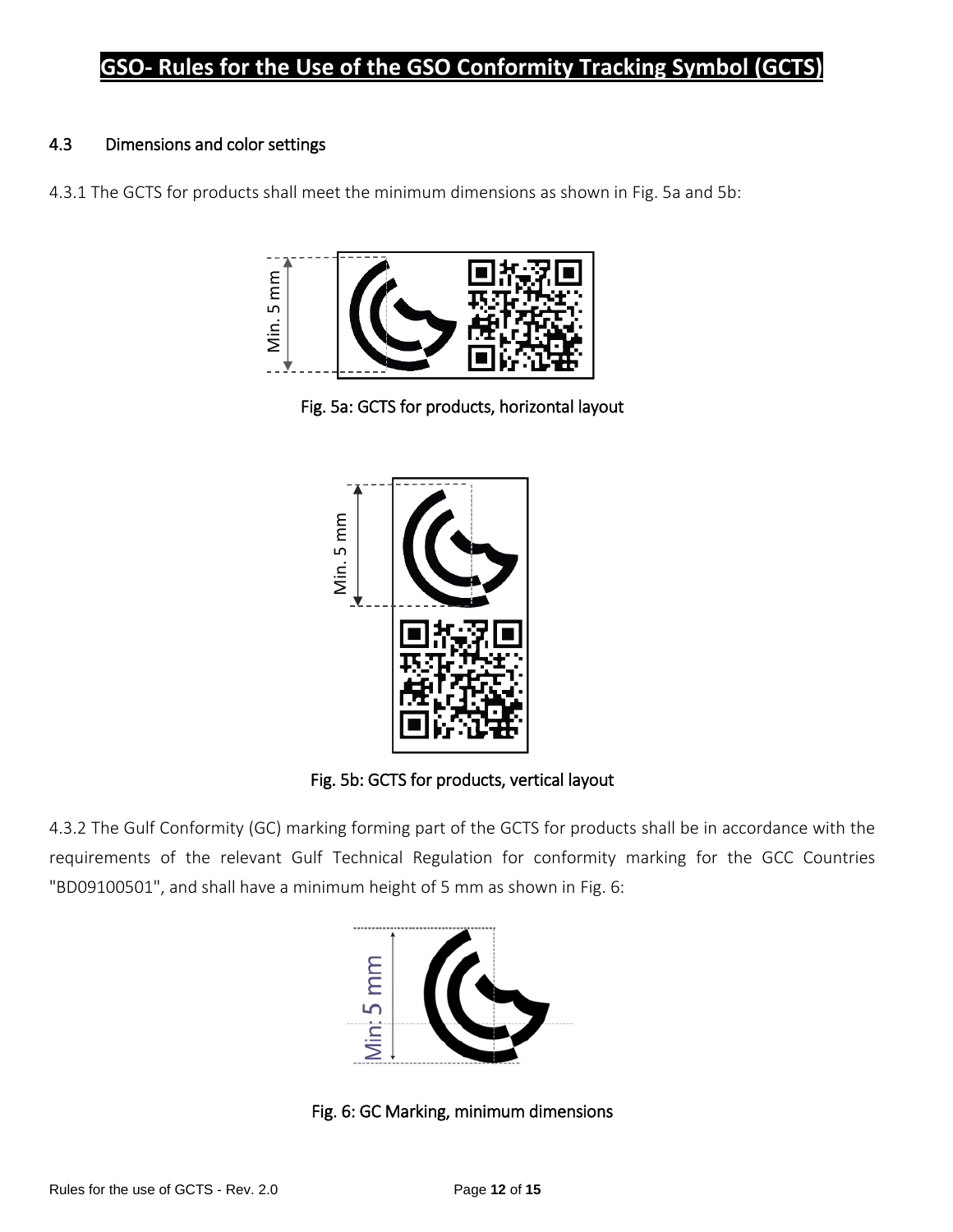## 4.3 Dimensions and color settings

4.3.1 The GCTS for products shall meet the minimum dimensions as shown in Fig. 5a and 5b:

Fig. 5a: GCTS for products, horizontal layout

Fig. 5b: GCTS for products, vertical layout

4.3.2 The Gulf Conformity (GC) marking forming part of the GCTS for products shall be in accordance with the requirements of the relevant Gulf Technical Regulation for conformity marking for the GCC Countries "BD09100501", and shall have a minimum height of 5 mm as shown in Fig. 6:

Fig. 6: GC Marking, minimum dimensions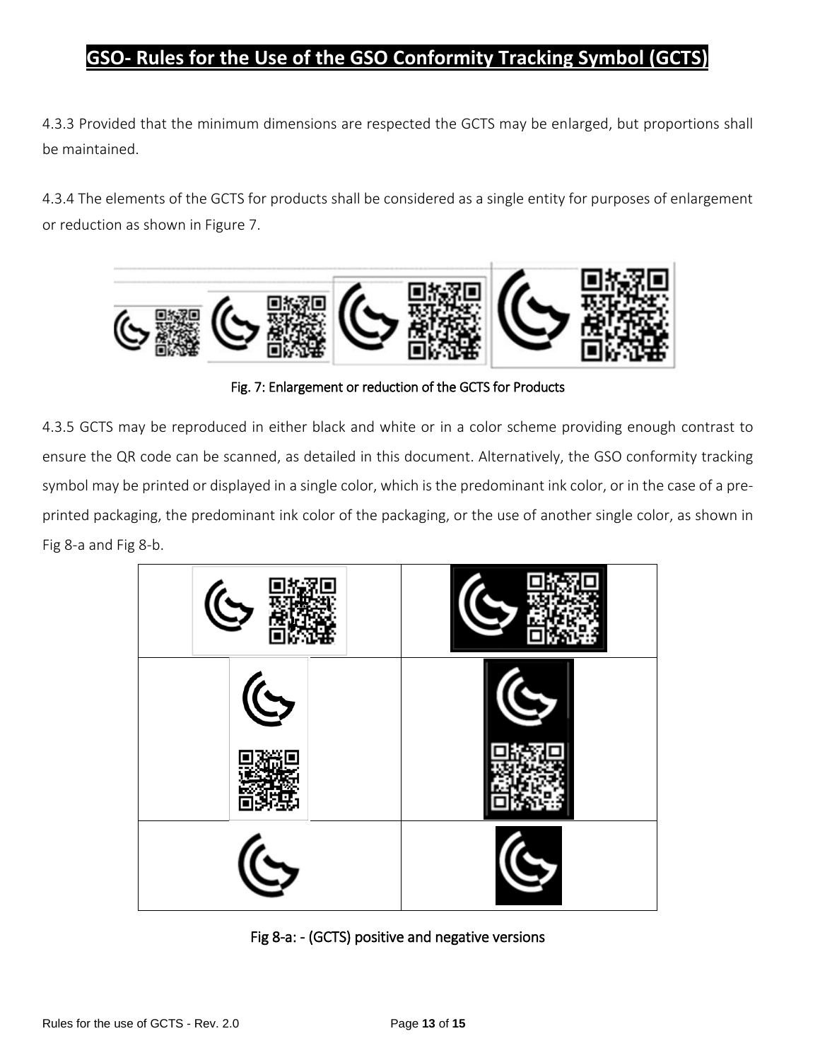4.3.3 Provided that the minimum dimensions are respected the GCTS may be enlarged, but proportions shall be maintained.

4.3.4 The elements of the GCTS for products shall be considered as a single entity for purposes of enlargement or reduction as shown in Figure 7.

Fig. 7: Enlargement or reduction of the GCTS for Products

4.3.5 GCTS may be reproduced in either black and white or in a color scheme providing enough contrast to ensure the QR code can be scanned, as detailed in this document. Alternatively, the GSO conformity tracking symbol may be printed or displayed in a single color, which is the predominant ink color, or in the case of a pre-printed packaging, the predominant ink color of the packaging, or the use of another single color, as shown in Fig 8-a and Fig 8-b.

Fig 8-a: - (GCTS) positive and negative versions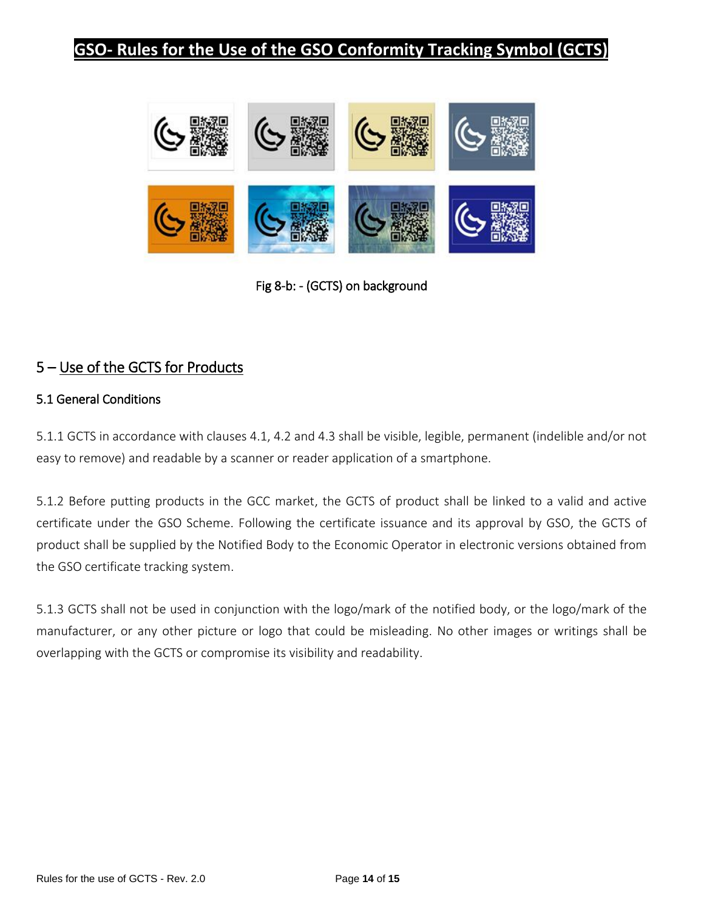Fig 8-b: - (GCTS) on background

## 5 – Use of the GCTS for Products

### 5.1 General Conditions

5.1.1 GCTS in accordance with clauses 4.1, 4.2 and 4.3 shall be visible, legible, permanent (indelible and/or not easy to remove) and readable by a scanner or reader application of a smartphone.

5.1.2 Before putting products in the GCC market, the GCTS of product shall be linked to a valid and active certificate under the GSO Scheme. Following the certificate issuance and its approval by GSO, the GCTS of product shall be supplied by the Notified Body to the Economic Operator in electronic versions obtained from the GSO certificate tracking system.

5.1.3 GCTS shall not be used in conjunction with the logo/mark of the notified body, or the logo/mark of the manufacturer, or any other picture or logo that could be misleading. No other images or writings shall be overlapping with the GCTS or compromise its visibility and readability.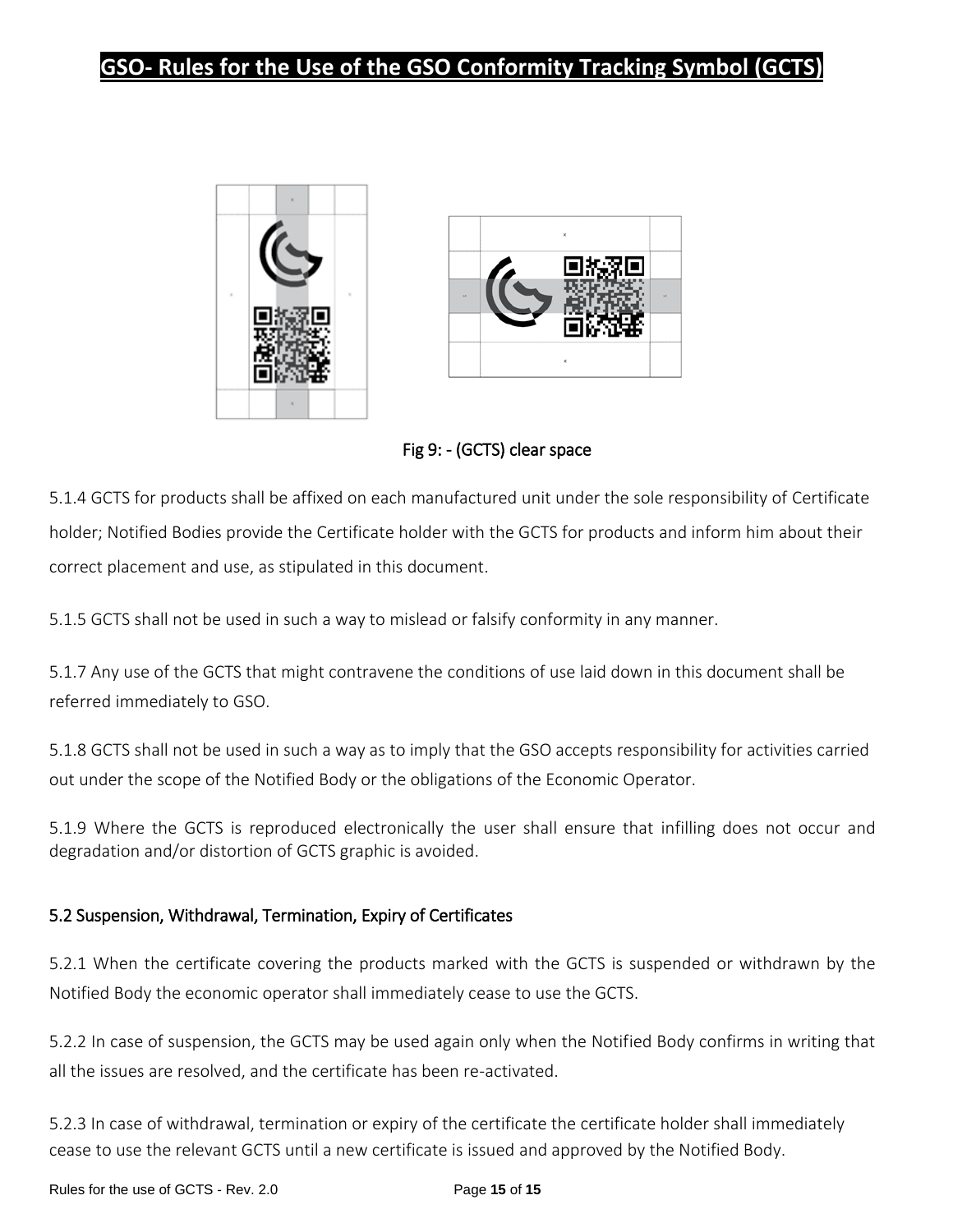Fig 9: - (GCTS) clear space

5.1.4 GCTS for products shall be affixed on each manufactured unit under the sole responsibility of Certificate holder; Notified Bodies provide the Certificate holder with the GCTS for products and inform him about their correct placement and use, as stipulated in this document.

5.1.5 GCTS shall not be used in such a way to mislead or falsify conformity in any manner.

5.1.7 Any use of the GCTS that might contravene the conditions of use laid down in this document shall be referred immediately to GSO.

5.1.8 GCTS shall not be used in such a way as to imply that the GSO accepts responsibility for activities carried out under the scope of the Notified Body or the obligations of the Economic Operator.

5.1.9 Where the GCTS is reproduced electronically the user shall ensure that infilling does not occur and degradation and/or distortion of GCTS graphic is avoided.

### 5.2 Suspension, Withdrawal, Termination, Expiry of Certificates

5.2.1 When the certificate covering the products marked with the GCTS is suspended or withdrawn by the Notified Body the economic operator shall immediately cease to use the GCTS.

5.2.2 In case of suspension, the GCTS may be used again only when the Notified Body confirms in writing that all the issues are resolved, and the certificate has been re-activated.

5.2.3 In case of withdrawal, termination or expiry of the certificate the certificate holder shall immediately cease to use the relevant GCTS until a new certificate is issued and approved by the Notified Body.